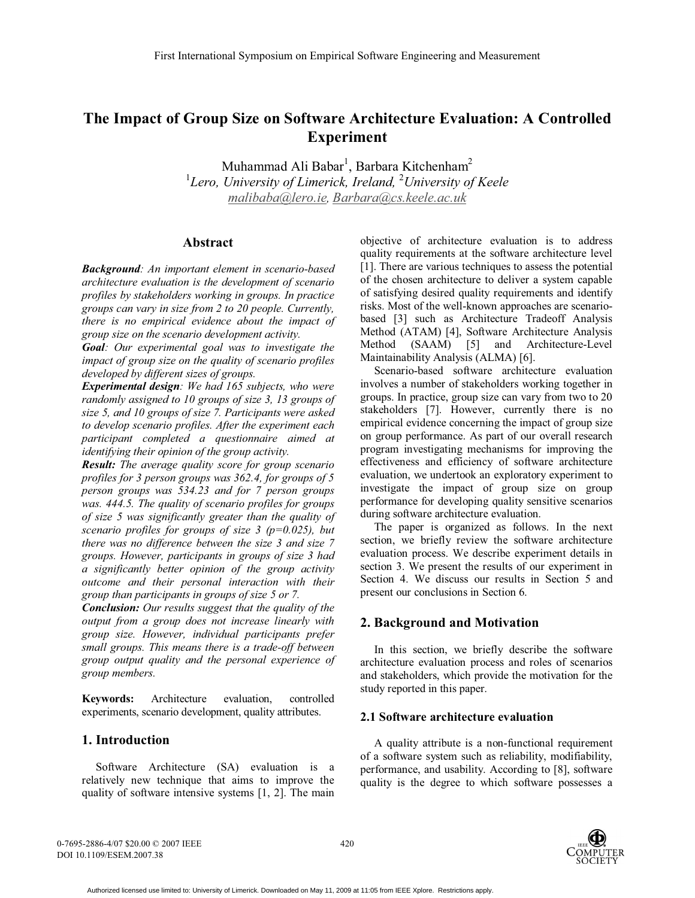# The Impact of Group Size on Software Architecture Evaluation: A Controlled Experiment

Muhammad Ali Babar[1], Barbara Kitchenham[2]
[1]*Lero, University of Limerick, Ireland,* [2]*University of Keele*
malibaba@lero.ie, Barbara@cs.keele.ac.uk

## Abstract

***Background****: An important element in scenario-based architecture evaluation is the development of scenario profiles by stakeholders working in groups. In practice groups can vary in size from 2 to 20 people. Currently, there is no empirical evidence about the impact of group size on the scenario development activity.*

***Goal****: Our experimental goal was to investigate the impact of group size on the quality of scenario profiles developed by different sizes of groups.*

***Experimental design****: We had 165 subjects, who were randomly assigned to 10 groups of size 3, 13 groups of size 5, and 10 groups of size 7. Participants were asked to develop scenario profiles. After the experiment each participant completed a questionnaire aimed at identifying their opinion of the group activity.*

***Result:*** *The average quality score for group scenario profiles for 3 person groups was 362.4, for groups of 5 person groups was 534.23 and for 7 person groups was. 444.5. The quality of scenario profiles for groups of size 5 was significantly greater than the quality of scenario profiles for groups of size 3 (p=0.025), but there was no difference between the size 3 and size 7 groups. However, participants in groups of size 3 had a significantly better opinion of the group activity outcome and their personal interaction with their group than participants in groups of size 5 or 7.*

***Conclusion:*** *Our results suggest that the quality of the output from a group does not increase linearly with group size. However, individual participants prefer small groups. This means there is a trade-off between group output quality and the personal experience of group members.*

**Keywords:** Architecture evaluation, controlled experiments, scenario development, quality attributes.

## 1. Introduction

Software Architecture (SA) evaluation is a relatively new technique that aims to improve the quality of software intensive systems [1, 2]. The main objective of architecture evaluation is to address quality requirements at the software architecture level [1]. There are various techniques to assess the potential of the chosen architecture to deliver a system capable of satisfying desired quality requirements and identify risks. Most of the well-known approaches are scenario-based [3] such as Architecture Tradeoff Analysis Method (ATAM) [4], Software Architecture Analysis Method (SAAM) [5] and Architecture-Level Maintainability Analysis (ALMA) [6].

Scenario-based software architecture evaluation involves a number of stakeholders working together in groups. In practice, group size can vary from two to 20 stakeholders [7]. However, currently there is no empirical evidence concerning the impact of group size on group performance. As part of our overall research program investigating mechanisms for improving the effectiveness and efficiency of software architecture evaluation, we undertook an exploratory experiment to investigate the impact of group size on group performance for developing quality sensitive scenarios during software architecture evaluation.

The paper is organized as follows. In the next section, we briefly review the software architecture evaluation process. We describe experiment details in section 3. We present the results of our experiment in Section 4. We discuss our results in Section 5 and present our conclusions in Section 6.

## 2. Background and Motivation

In this section, we briefly describe the software architecture evaluation process and roles of scenarios and stakeholders, which provide the motivation for the study reported in this paper.

### 2.1 Software architecture evaluation

A quality attribute is a non-functional requirement of a software system such as reliability, modifiability, performance, and usability. According to [8], software quality is the degree to which software possesses a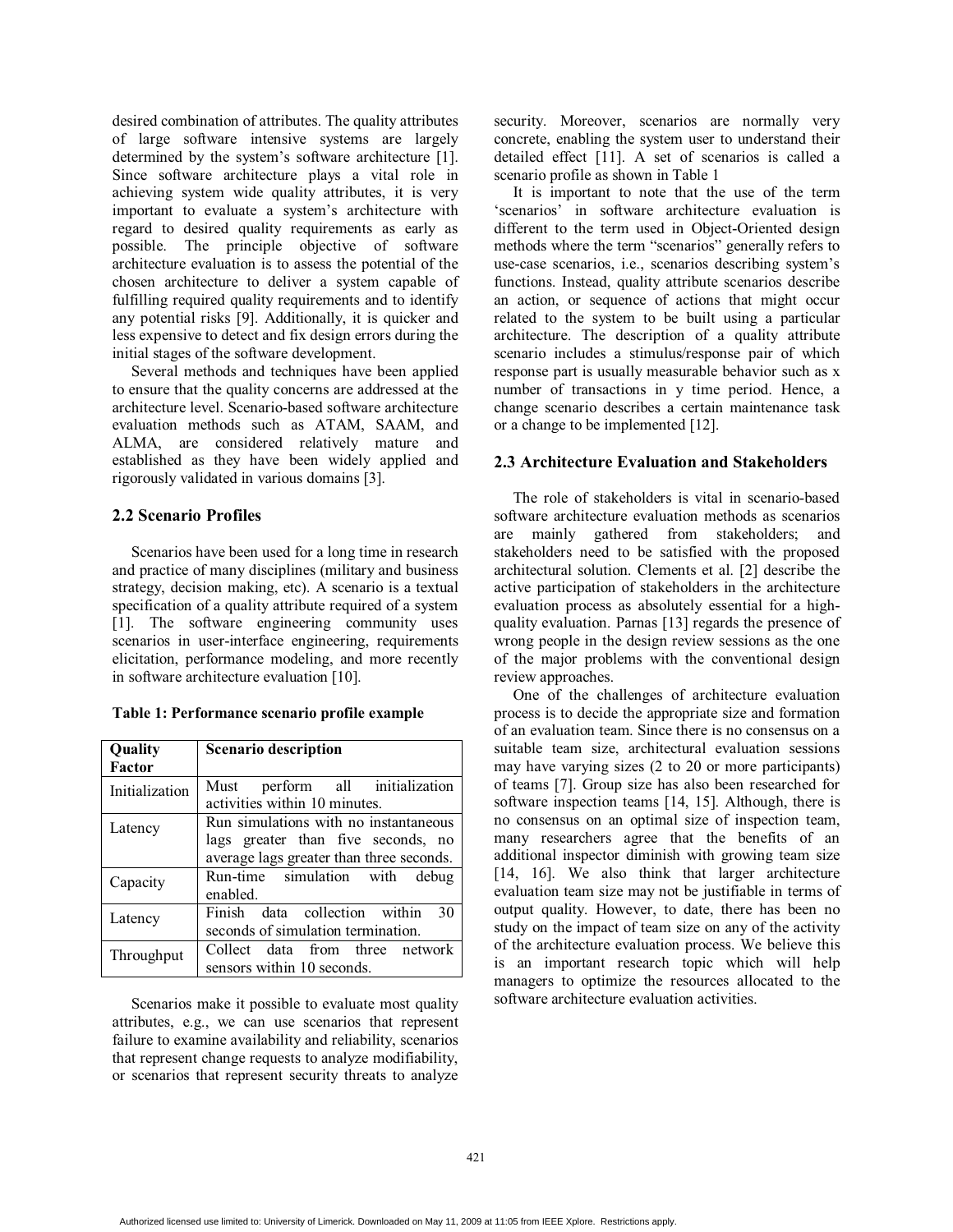desired combination of attributes. The quality attributes of large software intensive systems are largely determined by the system's software architecture [1]. Since software architecture plays a vital role in achieving system wide quality attributes, it is very important to evaluate a system's architecture with regard to desired quality requirements as early as possible. The principle objective of software architecture evaluation is to assess the potential of the chosen architecture to deliver a system capable of fulfilling required quality requirements and to identify any potential risks [9]. Additionally, it is quicker and less expensive to detect and fix design errors during the initial stages of the software development.

Several methods and techniques have been applied to ensure that the quality concerns are addressed at the architecture level. Scenario-based software architecture evaluation methods such as ATAM, SAAM, and ALMA, are considered relatively mature and established as they have been widely applied and rigorously validated in various domains [3].

## 2.2 Scenario Profiles

Scenarios have been used for a long time in research and practice of many disciplines (military and business strategy, decision making, etc). A scenario is a textual specification of a quality attribute required of a system [1]. The software engineering community uses scenarios in user-interface engineering, requirements elicitation, performance modeling, and more recently in software architecture evaluation [10].

**Table 1: Performance scenario profile example**

| Quality Factor | Scenario description |
|---|---|
| Initialization | Must perform all initialization activities within 10 minutes. |
| Latency | Run simulations with no instantaneous lags greater than five seconds, no average lags greater than three seconds. |
| Capacity | Run-time simulation with debug enabled. |
| Latency | Finish data collection within 30 seconds of simulation termination. |
| Throughput | Collect data from three network sensors within 10 seconds. |

Scenarios make it possible to evaluate most quality attributes, e.g., we can use scenarios that represent failure to examine availability and reliability, scenarios that represent change requests to analyze modifiability, or scenarios that represent security threats to analyze security. Moreover, scenarios are normally very concrete, enabling the system user to understand their detailed effect [11]. A set of scenarios is called a scenario profile as shown in Table 1

It is important to note that the use of the term 'scenarios' in software architecture evaluation is different to the term used in Object-Oriented design methods where the term "scenarios" generally refers to use-case scenarios, i.e., scenarios describing system's functions. Instead, quality attribute scenarios describe an action, or sequence of actions that might occur related to the system to be built using a particular architecture. The description of a quality attribute scenario includes a stimulus/response pair of which response part is usually measurable behavior such as x number of transactions in y time period. Hence, a change scenario describes a certain maintenance task or a change to be implemented [12].

## 2.3 Architecture Evaluation and Stakeholders

The role of stakeholders is vital in scenario-based software architecture evaluation methods as scenarios are mainly gathered from stakeholders; and stakeholders need to be satisfied with the proposed architectural solution. Clements et al. [2] describe the active participation of stakeholders in the architecture evaluation process as absolutely essential for a high-quality evaluation. Parnas [13] regards the presence of wrong people in the design review sessions as the one of the major problems with the conventional design review approaches.

One of the challenges of architecture evaluation process is to decide the appropriate size and formation of an evaluation team. Since there is no consensus on a suitable team size, architectural evaluation sessions may have varying sizes (2 to 20 or more participants) of teams [7]. Group size has also been researched for software inspection teams [14, 15]. Although, there is no consensus on an optimal size of inspection team, many researchers agree that the benefits of an additional inspector diminish with growing team size [14, 16]. We also think that larger architecture evaluation team size may not be justifiable in terms of output quality. However, to date, there has been no study on the impact of team size on any of the activity of the architecture evaluation process. We believe this is an important research topic which will help managers to optimize the resources allocated to the software architecture evaluation activities.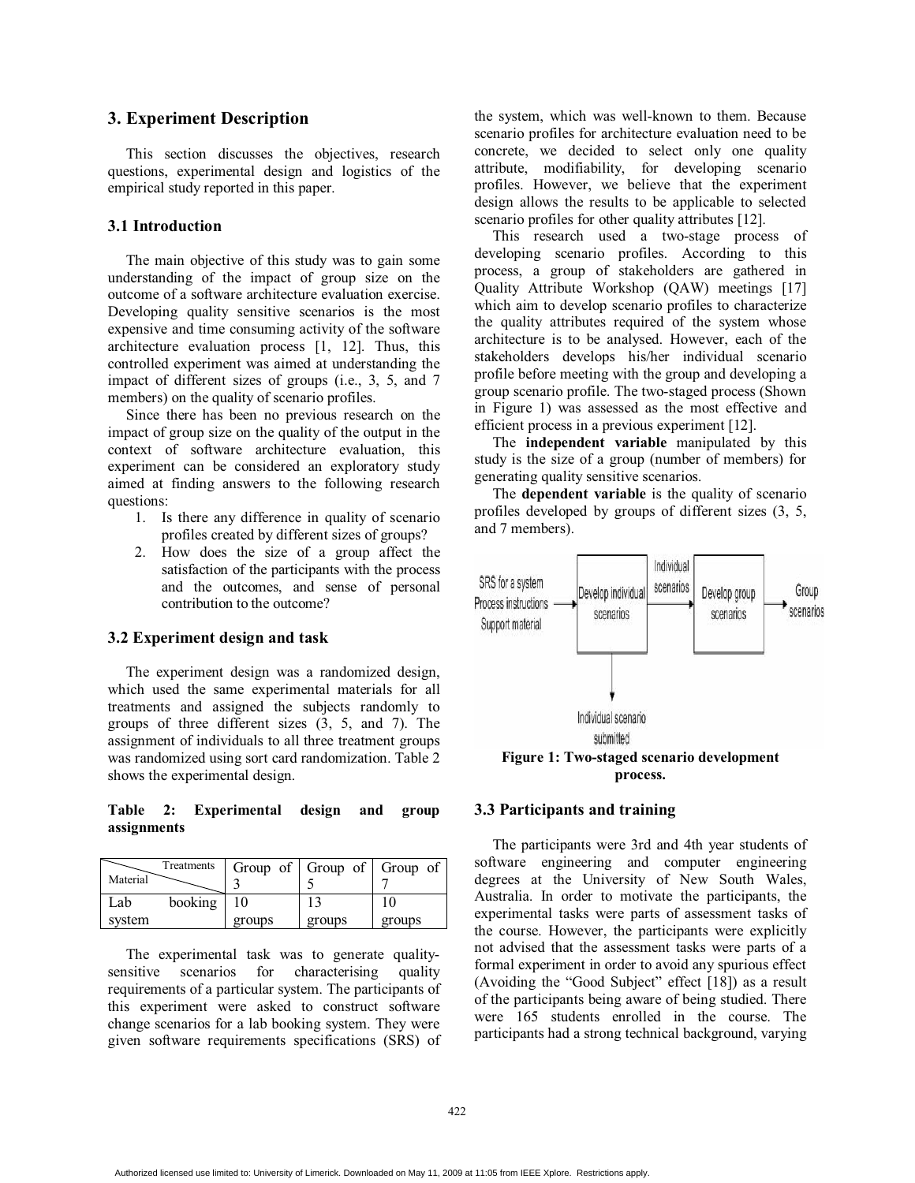## 3. Experiment Description

This section discusses the objectives, research questions, experimental design and logistics of the empirical study reported in this paper.

### 3.1 Introduction

The main objective of this study was to gain some understanding of the impact of group size on the outcome of a software architecture evaluation exercise. Developing quality sensitive scenarios is the most expensive and time consuming activity of the software architecture evaluation process [1, 12]. Thus, this controlled experiment was aimed at understanding the impact of different sizes of groups (i.e., 3, 5, and 7 members) on the quality of scenario profiles.

Since there has been no previous research on the impact of group size on the quality of the output in the context of software architecture evaluation, this experiment can be considered an exploratory study aimed at finding answers to the following research questions:

1. Is there any difference in quality of scenario profiles created by different sizes of groups?
2. How does the size of a group affect the satisfaction of the participants with the process and the outcomes, and sense of personal contribution to the outcome?

### 3.2 Experiment design and task

The experiment design was a randomized design, which used the same experimental materials for all treatments and assigned the subjects randomly to groups of three different sizes (3, 5, and 7). The assignment of individuals to all three treatment groups was randomized using sort card randomization. Table 2 shows the experimental design.

**Table 2: Experimental design and group assignments**

| Material \ Treatments | Group of 3 | Group of 5 | Group of 7 |
|---|---|---|---|
| Lab booking system | 10 groups | 13 groups | 10 groups |

The experimental task was to generate quality-sensitive scenarios for characterising quality requirements of a particular system. The participants of this experiment were asked to construct software change scenarios for a lab booking system. They were given software requirements specifications (SRS) of the system, which was well-known to them. Because scenario profiles for architecture evaluation need to be concrete, we decided to select only one quality attribute, modifiability, for developing scenario profiles. However, we believe that the experiment design allows the results to be applicable to selected scenario profiles for other quality attributes [12].

This research used a two-stage process of developing scenario profiles. According to this process, a group of stakeholders are gathered in Quality Attribute Workshop (QAW) meetings [17] which aim to develop scenario profiles to characterize the quality attributes required of the system whose architecture is to be analysed. However, each of the stakeholders develops his/her individual scenario profile before meeting with the group and developing a group scenario profile. The two-staged process (Shown in Figure 1) was assessed as the most effective and efficient process in a previous experiment [12].

The **independent variable** manipulated by this study is the size of a group (number of members) for generating quality sensitive scenarios.

The **dependent variable** is the quality of scenario profiles developed by groups of different sizes (3, 5, and 7 members).

SRS for a system
Process instructions
Support material → Develop individual scenarios → Individual scenarios → Develop group scenarios → Group scenarios

Develop individual scenarios → Individual scenario submitted

**Figure 1: Two-staged scenario development process.**

### 3.3 Participants and training

The participants were 3rd and 4th year students of software engineering and computer engineering degrees at the University of New South Wales, Australia. In order to motivate the participants, the experimental tasks were parts of assessment tasks of the course. However, the participants were explicitly not advised that the assessment tasks were parts of a formal experiment in order to avoid any spurious effect (Avoiding the "Good Subject" effect [18]) as a result of the participants being aware of being studied. There were 165 students enrolled in the course. The participants had a strong technical background, varying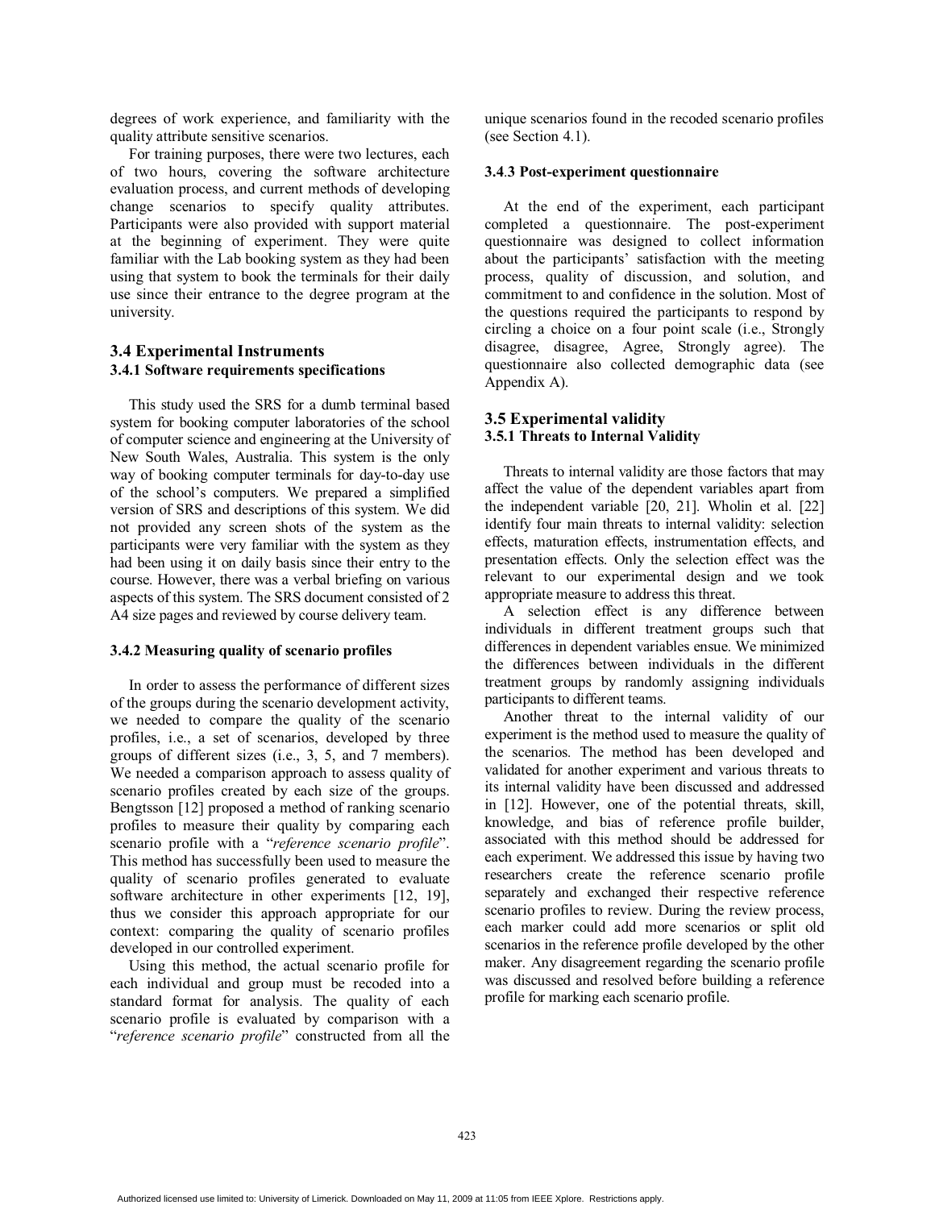degrees of work experience, and familiarity with the quality attribute sensitive scenarios.

For training purposes, there were two lectures, each of two hours, covering the software architecture evaluation process, and current methods of developing change scenarios to specify quality attributes. Participants were also provided with support material at the beginning of experiment. They were quite familiar with the Lab booking system as they had been using that system to book the terminals for their daily use since their entrance to the degree program at the university.

## 3.4 Experimental Instruments

### 3.4.1 Software requirements specifications

This study used the SRS for a dumb terminal based system for booking computer laboratories of the school of computer science and engineering at the University of New South Wales, Australia. This system is the only way of booking computer terminals for day-to-day use of the school's computers. We prepared a simplified version of SRS and descriptions of this system. We did not provided any screen shots of the system as the participants were very familiar with the system as they had been using it on daily basis since their entry to the course. However, there was a verbal briefing on various aspects of this system. The SRS document consisted of 2 A4 size pages and reviewed by course delivery team.

### 3.4.2 Measuring quality of scenario profiles

In order to assess the performance of different sizes of the groups during the scenario development activity, we needed to compare the quality of the scenario profiles, i.e., a set of scenarios, developed by three groups of different sizes (i.e., 3, 5, and 7 members). We needed a comparison approach to assess quality of scenario profiles created by each size of the groups. Bengtsson [12] proposed a method of ranking scenario profiles to measure their quality by comparing each scenario profile with a "*reference scenario profile*". This method has successfully been used to measure the quality of scenario profiles generated to evaluate software architecture in other experiments [12, 19], thus we consider this approach appropriate for our context: comparing the quality of scenario profiles developed in our controlled experiment.

Using this method, the actual scenario profile for each individual and group must be recoded into a standard format for analysis. The quality of each scenario profile is evaluated by comparison with a "*reference scenario profile*" constructed from all the unique scenarios found in the recoded scenario profiles (see Section 4.1).

### 3.4.3 Post-experiment questionnaire

At the end of the experiment, each participant completed a questionnaire. The post-experiment questionnaire was designed to collect information about the participants' satisfaction with the meeting process, quality of discussion, and solution, and commitment to and confidence in the solution. Most of the questions required the participants to respond by circling a choice on a four point scale (i.e., Strongly disagree, disagree, Agree, Strongly agree). The questionnaire also collected demographic data (see Appendix A).

## 3.5 Experimental validity

### 3.5.1 Threats to Internal Validity

Threats to internal validity are those factors that may affect the value of the dependent variables apart from the independent variable [20, 21]. Wholin et al. [22] identify four main threats to internal validity: selection effects, maturation effects, instrumentation effects, and presentation effects. Only the selection effect was the relevant to our experimental design and we took appropriate measure to address this threat.

A selection effect is any difference between individuals in different treatment groups such that differences in dependent variables ensue. We minimized the differences between individuals in the different treatment groups by randomly assigning individuals participants to different teams.

Another threat to the internal validity of our experiment is the method used to measure the quality of the scenarios. The method has been developed and validated for another experiment and various threats to its internal validity have been discussed and addressed in [12]. However, one of the potential threats, skill, knowledge, and bias of reference profile builder, associated with this method should be addressed for each experiment. We addressed this issue by having two researchers create the reference scenario profile separately and exchanged their respective reference scenario profiles to review. During the review process, each marker could add more scenarios or split old scenarios in the reference profile developed by the other maker. Any disagreement regarding the scenario profile was discussed and resolved before building a reference profile for marking each scenario profile.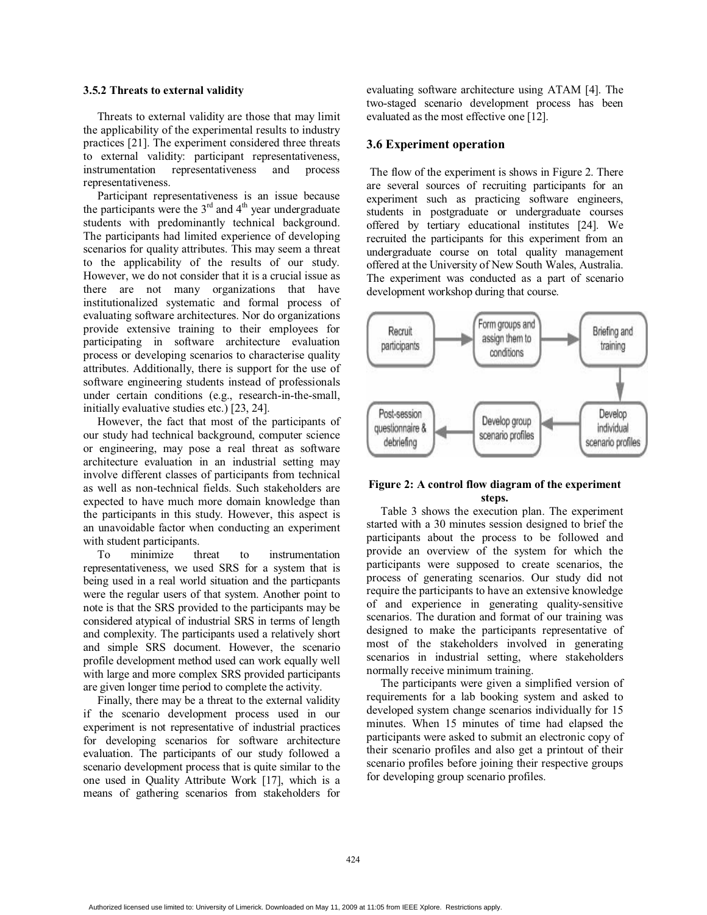### 3.5.2 Threats to external validity

Threats to external validity are those that may limit the applicability of the experimental results to industry practices [21]. The experiment considered three threats to external validity: participant representativeness, instrumentation representativeness and process representativeness.

Participant representativeness is an issue because the participants were the 3rd and 4th year undergraduate students with predominantly technical background. The participants had limited experience of developing scenarios for quality attributes. This may seem a threat to the applicability of the results of our study. However, we do not consider that it is a crucial issue as there are not many organizations that have institutionalized systematic and formal process of evaluating software architectures. Nor do organizations provide extensive training to their employees for participating in software architecture evaluation process or developing scenarios to characterise quality attributes. Additionally, there is support for the use of software engineering students instead of professionals under certain conditions (e.g., research-in-the-small, initially evaluative studies etc.) [23, 24].

However, the fact that most of the participants of our study had technical background, computer science or engineering, may pose a real threat as software architecture evaluation in an industrial setting may involve different classes of participants from technical as well as non-technical fields. Such stakeholders are expected to have much more domain knowledge than the participants in this study. However, this aspect is an unavoidable factor when conducting an experiment with student participants.

To minimize threat to instrumentation representativeness, we used SRS for a system that is being used in a real world situation and the particpants were the regular users of that system. Another point to note is that the SRS provided to the participants may be considered atypical of industrial SRS in terms of length and complexity. The participants used a relatively short and simple SRS document. However, the scenario profile development method used can work equally well with large and more complex SRS provided participants are given longer time period to complete the activity.

Finally, there may be a threat to the external validity if the scenario development process used in our experiment is not representative of industrial practices for developing scenarios for software architecture evaluation. The participants of our study followed a scenario development process that is quite similar to the one used in Quality Attribute Work [17], which is a means of gathering scenarios from stakeholders for evaluating software architecture using ATAM [4]. The two-staged scenario development process has been evaluated as the most effective one [12].

## 3.6 Experiment operation

The flow of the experiment is shows in Figure 2. There are several sources of recruiting participants for an experiment such as practicing software engineers, students in postgraduate or undergraduate courses offered by tertiary educational institutes [24]. We recruited the participants for this experiment from an undergraduate course on total quality management offered at the University of New South Wales, Australia. The experiment was conducted as a part of scenario development workshop during that course.

Recruit participants → Form groups and assign them to conditions → Briefing and training → Develop individual scenario profiles → Develop group scenario profiles → Post-session questionnaire & debriefing

**Figure 2: A control flow diagram of the experiment steps.**

Table 3 shows the execution plan. The experiment started with a 30 minutes session designed to brief the participants about the process to be followed and provide an overview of the system for which the participants were supposed to create scenarios, the process of generating scenarios. Our study did not require the participants to have an extensive knowledge of and experience in generating quality-sensitive scenarios. The duration and format of our training was designed to make the participants representative of most of the stakeholders involved in generating scenarios in industrial setting, where stakeholders normally receive minimum training.

The participants were given a simplified version of requirements for a lab booking system and asked to developed system change scenarios individually for 15 minutes. When 15 minutes of time had elapsed the participants were asked to submit an electronic copy of their scenario profiles and also get a printout of their scenario profiles before joining their respective groups for developing group scenario profiles.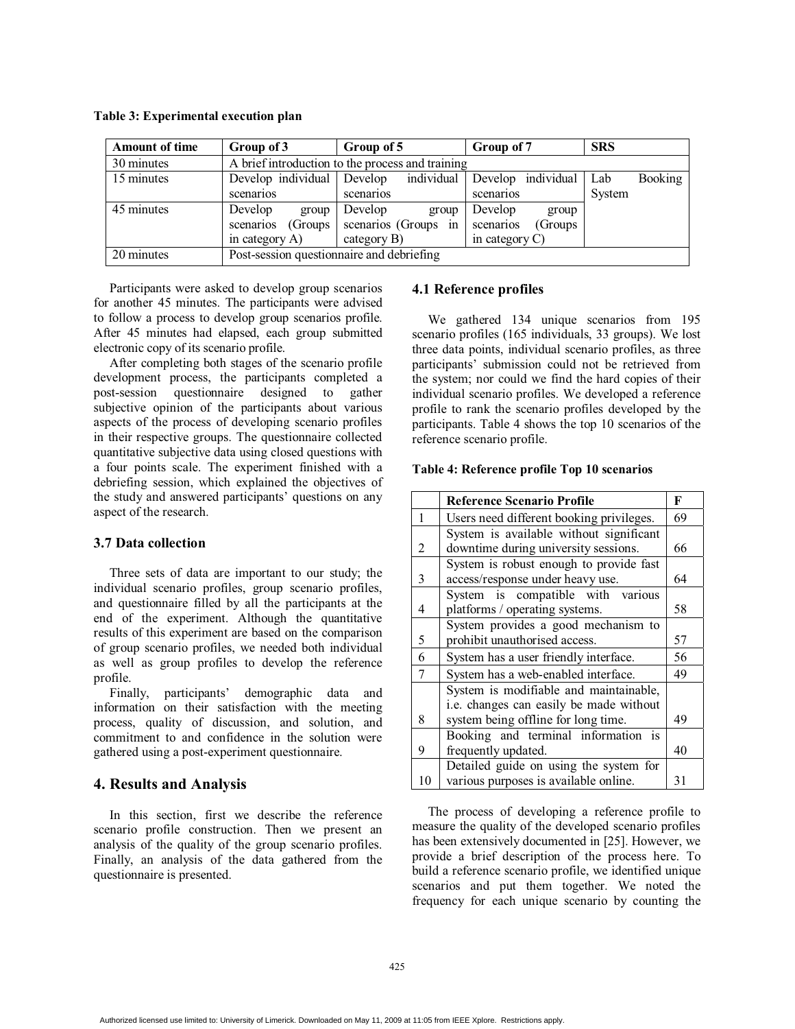**Table 3: Experimental execution plan**

| Amount of time | Group of 3 | Group of 5 | Group of 7 | SRS |
|---|---|---|---|---|
| 30 minutes | A brief introduction to the process and training | | | |
| 15 minutes | Develop individual scenarios | Develop individual scenarios | Develop individual scenarios | Lab Booking System |
| 45 minutes | Develop group scenarios (Groups in category A) | Develop group scenarios (Groups in category B) | Develop group scenarios (Groups in category C) | |
| 20 minutes | Post-session questionnaire and debriefing | | | |

Participants were asked to develop group scenarios for another 45 minutes. The participants were advised to follow a process to develop group scenarios profile. After 45 minutes had elapsed, each group submitted electronic copy of its scenario profile.

After completing both stages of the scenario profile development process, the participants completed a post-session questionnaire designed to gather subjective opinion of the participants about various aspects of the process of developing scenario profiles in their respective groups. The questionnaire collected quantitative subjective data using closed questions with a four points scale. The experiment finished with a debriefing session, which explained the objectives of the study and answered participants' questions on any aspect of the research.

### 3.7 Data collection

Three sets of data are important to our study; the individual scenario profiles, group scenario profiles, and questionnaire filled by all the participants at the end of the experiment. Although the quantitative results of this experiment are based on the comparison of group scenario profiles, we needed both individual as well as group profiles to develop the reference profile.

Finally, participants' demographic data and information on their satisfaction with the meeting process, quality of discussion, and solution, and commitment to and confidence in the solution were gathered using a post-experiment questionnaire.

## 4. Results and Analysis

In this section, first we describe the reference scenario profile construction. Then we present an analysis of the quality of the group scenario profiles. Finally, an analysis of the data gathered from the questionnaire is presented.

### 4.1 Reference profiles

We gathered 134 unique scenarios from 195 scenario profiles (165 individuals, 33 groups). We lost three data points, individual scenario profiles, as three participants' submission could not be retrieved from the system; nor could we find the hard copies of their individual scenario profiles. We developed a reference profile to rank the scenario profiles developed by the participants. Table 4 shows the top 10 scenarios of the reference scenario profile.

**Table 4: Reference profile Top 10 scenarios**

| | Reference Scenario Profile | F |
|---|---|---|
| 1 | Users need different booking privileges. | 69 |
| 2 | System is available without significant downtime during university sessions. | 66 |
| 3 | System is robust enough to provide fast access/response under heavy use. | 64 |
| 4 | System is compatible with various platforms / operating systems. | 58 |
| 5 | System provides a good mechanism to prohibit unauthorised access. | 57 |
| 6 | System has a user friendly interface. | 56 |
| 7 | System has a web-enabled interface. | 49 |
| 8 | System is modifiable and maintainable, i.e. changes can easily be made without system being offline for long time. | 49 |
| 9 | Booking and terminal information is frequently updated. | 40 |
| 10 | Detailed guide on using the system for various purposes is available online. | 31 |

The process of developing a reference profile to measure the quality of the developed scenario profiles has been extensively documented in [25]. However, we provide a brief description of the process here. To build a reference scenario profile, we identified unique scenarios and put them together. We noted the frequency for each unique scenario by counting the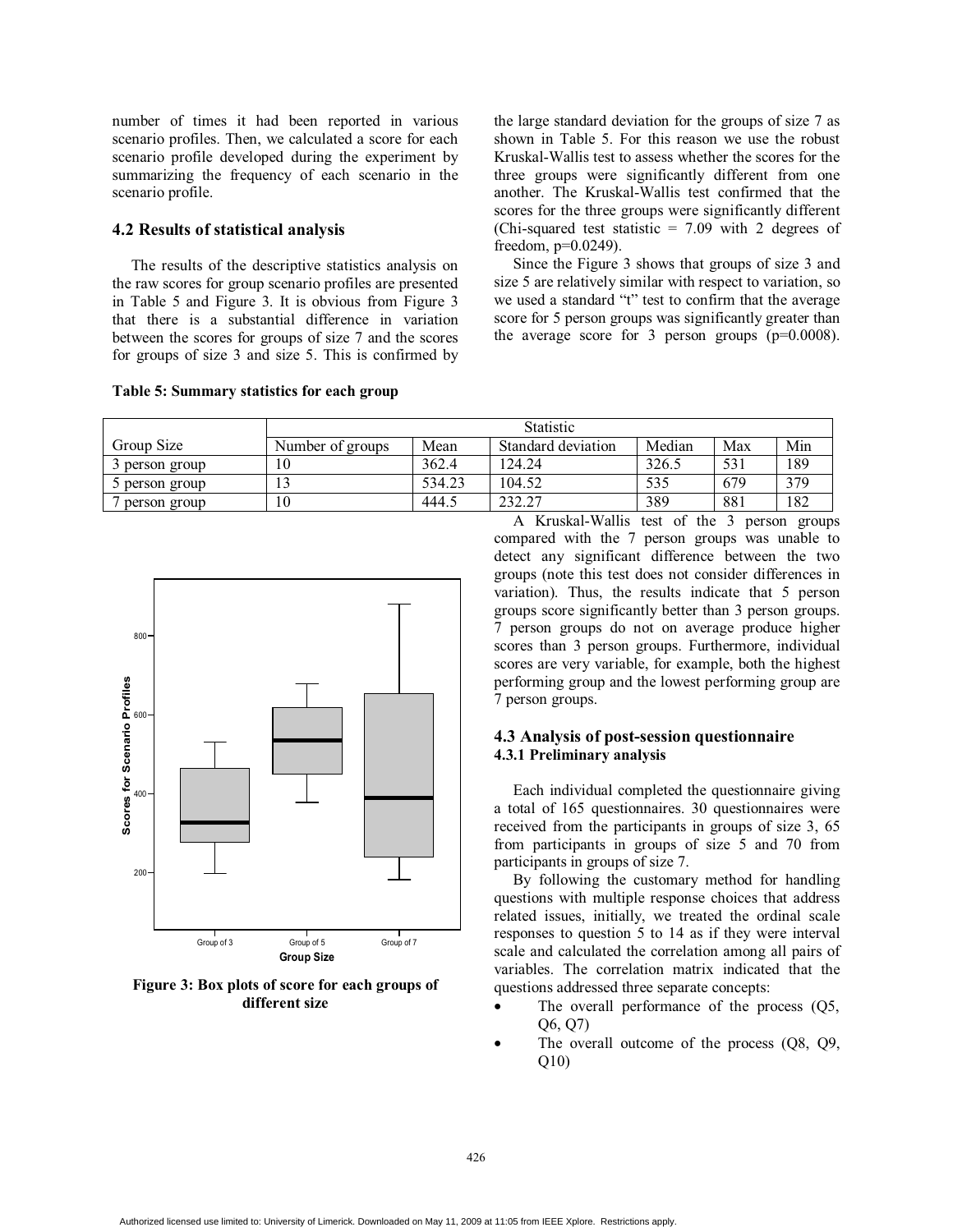number of times it had been reported in various scenario profiles. Then, we calculated a score for each scenario profile developed during the experiment by summarizing the frequency of each scenario in the scenario profile.

### 4.2 Results of statistical analysis

The results of the descriptive statistics analysis on the raw scores for group scenario profiles are presented in Table 5 and Figure 3. It is obvious from Figure 3 that there is a substantial difference in variation between the scores for groups of size 7 and the scores for groups of size 3 and size 5. This is confirmed by the large standard deviation for the groups of size 7 as shown in Table 5. For this reason we use the robust Kruskal-Wallis test to assess whether the scores for the three groups were significantly different from one another. The Kruskal-Wallis test confirmed that the scores for the three groups were significantly different (Chi-squared test statistic = 7.09 with 2 degrees of freedom, p=0.0249).

Since the Figure 3 shows that groups of size 3 and size 5 are relatively similar with respect to variation, so we used a standard "t" test to confirm that the average score for 5 person groups was significantly greater than the average score for 3 person groups (p=0.0008).

**Table 5: Summary statistics for each group**

| | Statistic | | | | | |
|---|---|---|---|---|---|---|
| Group Size | Number of groups | Mean | Standard deviation | Median | Max | Min |
| 3 person group | 10 | 362.4 | 124.24 | 326.5 | 531 | 189 |
| 5 person group | 13 | 534.23 | 104.52 | 535 | 679 | 379 |
| 7 person group | 10 | 444.5 | 232.27 | 389 | 881 | 182 |

**Figure 3: Box plots of score for each groups of different size**

A Kruskal-Wallis test of the 3 person groups compared with the 7 person groups was unable to detect any significant difference between the two groups (note this test does not consider differences in variation). Thus, the results indicate that 5 person groups score significantly better than 3 person groups. 7 person groups do not on average produce higher scores than 3 person groups. Furthermore, individual scores are very variable, for example, both the highest performing group and the lowest performing group are 7 person groups.

### 4.3 Analysis of post-session questionnaire

#### 4.3.1 Preliminary analysis

Each individual completed the questionnaire giving a total of 165 questionnaires. 30 questionnaires were received from the participants in groups of size 3, 65 from participants in groups of size 5 and 70 from participants in groups of size 7.

By following the customary method for handling questions with multiple response choices that address related issues, initially, we treated the ordinal scale responses to question 5 to 14 as if they were interval scale and calculated the correlation among all pairs of variables. The correlation matrix indicated that the questions addressed three separate concepts:

- The overall performance of the process (Q5, Q6, Q7)
- The overall outcome of the process (Q8, Q9, Q10)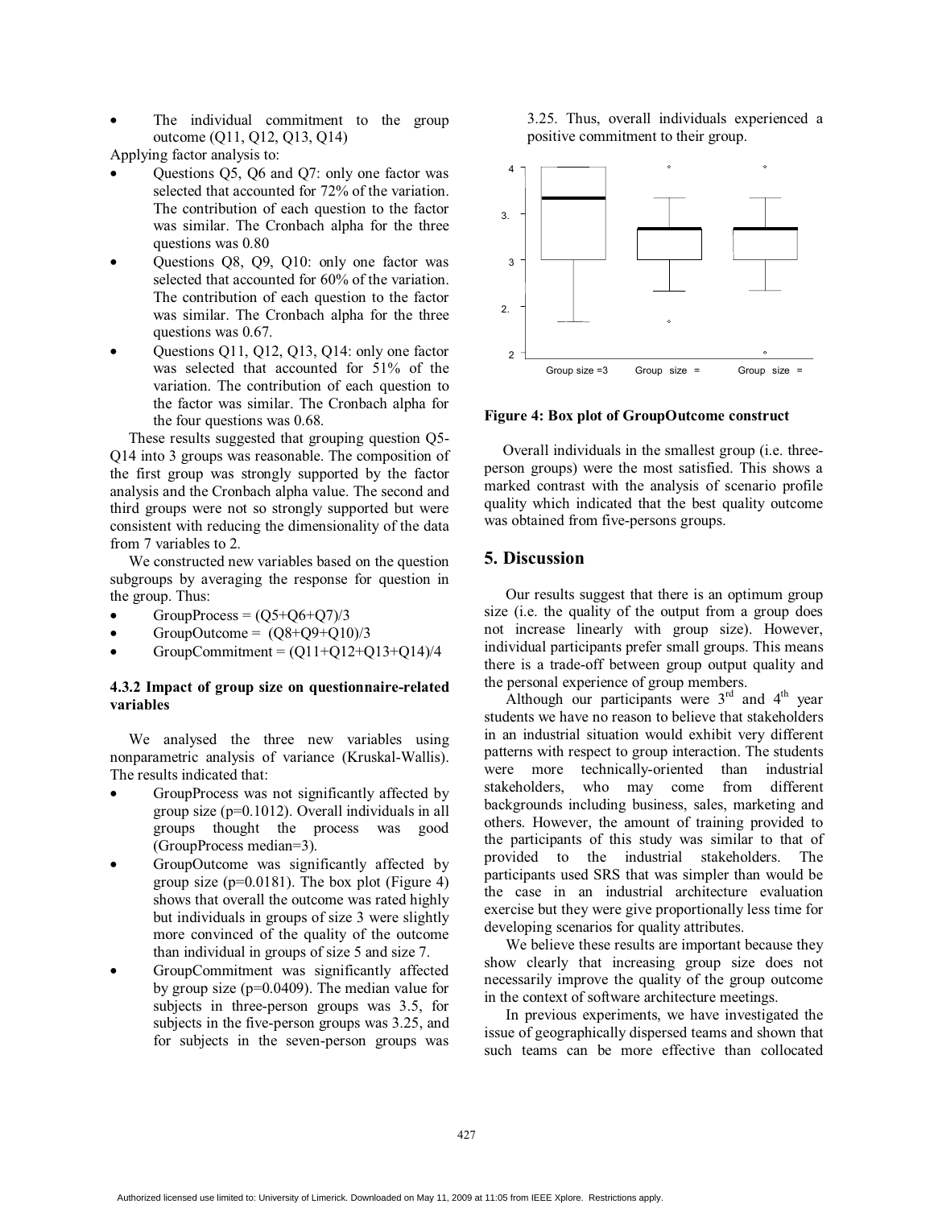- The individual commitment to the group outcome (Q11, Q12, Q13, Q14)

Applying factor analysis to:

- Questions Q5, Q6 and Q7: only one factor was selected that accounted for 72% of the variation. The contribution of each question to the factor was similar. The Cronbach alpha for the three questions was 0.80
- Questions Q8, Q9, Q10: only one factor was selected that accounted for 60% of the variation. The contribution of each question to the factor was similar. The Cronbach alpha for the three questions was 0.67.
- Questions Q11, Q12, Q13, Q14: only one factor was selected that accounted for 51% of the variation. The contribution of each question to the factor was similar. The Cronbach alpha for the four questions was 0.68.

These results suggested that grouping question Q5-Q14 into 3 groups was reasonable. The composition of the first group was strongly supported by the factor analysis and the Cronbach alpha value. The second and third groups were not so strongly supported but were consistent with reducing the dimensionality of the data from 7 variables to 2.

We constructed new variables based on the question subgroups by averaging the response for question in the group. Thus:

- GroupProcess = (Q5+Q6+Q7)/3
- GroupOutcome = (Q8+Q9+Q10)/3
- GroupCommitment = (Q11+Q12+Q13+Q14)/4

#### 4.3.2 Impact of group size on questionnaire-related variables

We analysed the three new variables using nonparametric analysis of variance (Kruskal-Wallis). The results indicated that:

- GroupProcess was not significantly affected by group size (p=0.1012). Overall individuals in all groups thought the process was good (GroupProcess median=3).
- GroupOutcome was significantly affected by group size (p=0.0181). The box plot (Figure 4) shows that overall the outcome was rated highly but individuals in groups of size 3 were slightly more convinced of the quality of the outcome than individual in groups of size 5 and size 7.
- GroupCommitment was significantly affected by group size (p=0.0409). The median value for subjects in three-person groups was 3.5, for subjects in the five-person groups was 3.25, and for subjects in the seven-person groups was 3.25. Thus, overall individuals experienced a positive commitment to their group.

**Figure 4: Box plot of GroupOutcome construct**

Overall individuals in the smallest group (i.e. three-person groups) were the most satisfied. This shows a marked contrast with the analysis of scenario profile quality which indicated that the best quality outcome was obtained from five-persons groups.

## 5. Discussion

Our results suggest that there is an optimum group size (i.e. the quality of the output from a group does not increase linearly with group size). However, individual participants prefer small groups. This means there is a trade-off between group output quality and the personal experience of group members.

Although our participants were 3rd and 4th year students we have no reason to believe that stakeholders in an industrial situation would exhibit very different patterns with respect to group interaction. The students were more technically-oriented than industrial stakeholders, who may come from different backgrounds including business, sales, marketing and others. However, the amount of training provided to the participants of this study was similar to that of provided to the industrial stakeholders. The participants used SRS that was simpler than would be the case in an industrial architecture evaluation exercise but they were give proportionally less time for developing scenarios for quality attributes.

We believe these results are important because they show clearly that increasing group size does not necessarily improve the quality of the group outcome in the context of software architecture meetings.

In previous experiments, we have investigated the issue of geographically dispersed teams and shown that such teams can be more effective than collocated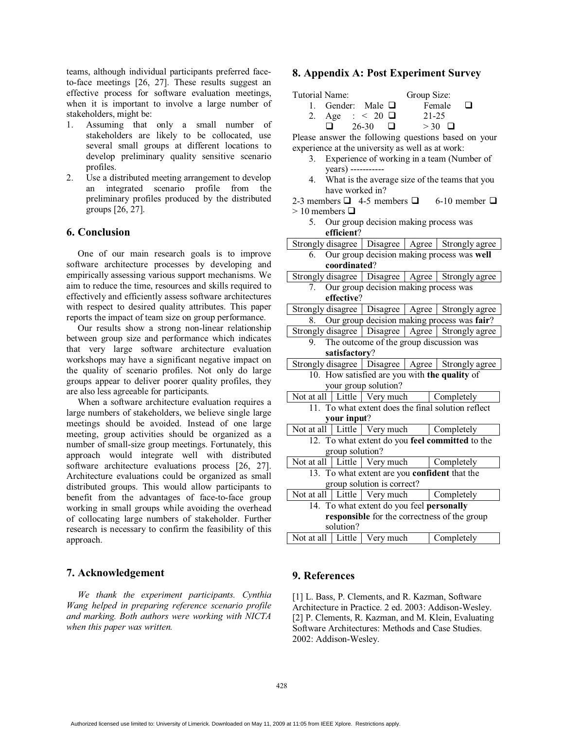teams, although individual participants preferred face-to-face meetings [26, 27]. These results suggest an effective process for software evaluation meetings, when it is important to involve a large number of stakeholders, might be:

1. Assuming that only a small number of stakeholders are likely to be collocated, use several small groups at different locations to develop preliminary quality sensitive scenario profiles.
2. Use a distributed meeting arrangement to develop an integrated scenario profile from the preliminary profiles produced by the distributed groups [26, 27].

## 6. Conclusion

One of our main research goals is to improve software architecture processes by developing and empirically assessing various support mechanisms. We aim to reduce the time, resources and skills required to effectively and efficiently assess software architectures with respect to desired quality attributes. This paper reports the impact of team size on group performance.

Our results show a strong non-linear relationship between group size and performance which indicates that very large software architecture evaluation workshops may have a significant negative impact on the quality of scenario profiles. Not only do large groups appear to deliver poorer quality profiles, they are also less agreeable for participants.

When a software architecture evaluation requires a large numbers of stakeholders, we believe single large meetings should be avoided. Instead of one large meeting, group activities should be organized as a number of small-size group meetings. Fortunately, this approach would integrate well with distributed software architecture evaluations process [26, 27]. Architecture evaluations could be organized as small distributed groups. This would allow participants to benefit from the advantages of face-to-face group working in small groups while avoiding the overhead of collocating large numbers of stakeholder. Further research is necessary to confirm the feasibility of this approach.

## 7. Acknowledgement

*We thank the experiment participants. Cynthia Wang helped in preparing reference scenario profile and marking. Both authors were working with NICTA when this paper was written.*

## 8. Appendix A: Post Experiment Survey

Tutorial Name: Group Size:

1. Gender: Male ❑ Female ❑
2. Age : < 20 ❑ 21-25 ❑ 26-30 ❑ > 30 ❑

Please answer the following questions based on your experience at the university as well as at work:

3. Experience of working in a team (Number of years) -----------
4. What is the average size of the teams that you have worked in?

2-3 members ❑ 4-5 members ❑ 6-10 member ❑ > 10 members ❑

5. Our group decision making process was **efficient**?

| Strongly disagree | Disagree | Agree | Strongly agree |
|---|---|---|---|

6. Our group decision making process was **well coordinated**?

| Strongly disagree | Disagree | Agree | Strongly agree |
|---|---|---|---|

7. Our group decision making process was **effective**?

| Strongly disagree | Disagree | Agree | Strongly agree |
|---|---|---|---|

8. Our group decision making process was **fair**?

| Strongly disagree | Disagree | Agree | Strongly agree |
|---|---|---|---|

9. The outcome of the group discussion was **satisfactory**?

| Strongly disagree | Disagree | Agree | Strongly agree |
|---|---|---|---|

10. How satisfied are you with **the quality** of your group solution?

| Not at all | Little | Very much | Completely |
|---|---|---|---|

11. To what extent does the final solution reflect **your input**?

| Not at all | Little | Very much | Completely |
|---|---|---|---|

12. To what extent do you **feel committed** to the group solution?

| Not at all | Little | Very much | Completely |
|---|---|---|---|

13. To what extent are you **confident** that the group solution is correct?

| Not at all | Little | Very much | Completely |
|---|---|---|---|

14. To what extent do you feel **personally responsible** for the correctness of the group solution?

| Not at all | Little | Very much | Completely |
|---|---|---|---|

## 9. References

[1] L. Bass, P. Clements, and R. Kazman, Software Architecture in Practice. 2 ed. 2003: Addison-Wesley.

[2] P. Clements, R. Kazman, and M. Klein, Evaluating Software Architectures: Methods and Case Studies. 2002: Addison-Wesley.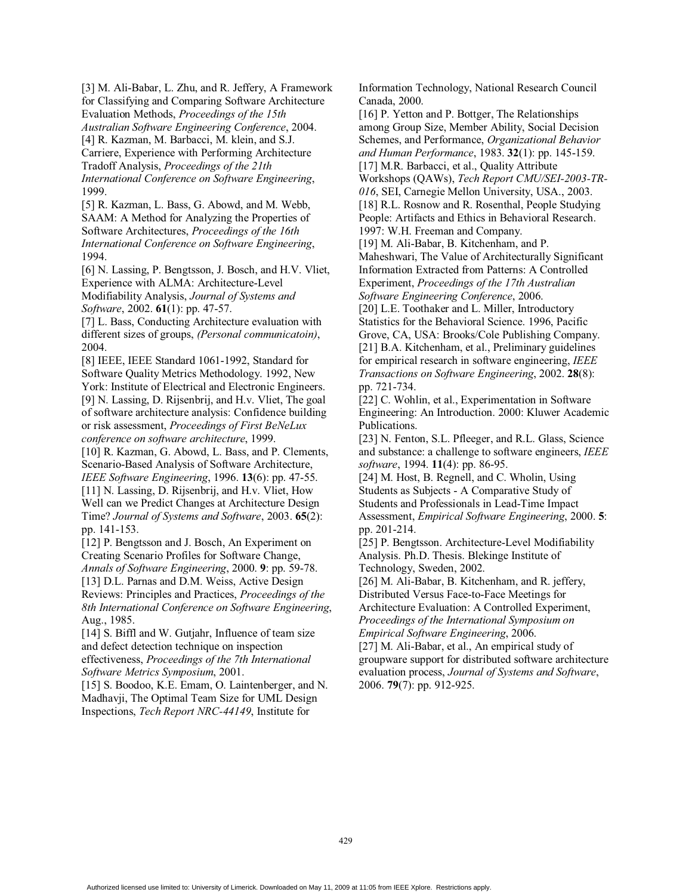[3] M. Ali-Babar, L. Zhu, and R. Jeffery, A Framework for Classifying and Comparing Software Architecture Evaluation Methods, *Proceedings of the 15th Australian Software Engineering Conference*, 2004.

[4] R. Kazman, M. Barbacci, M. klein, and S.J. Carriere, Experience with Performing Architecture Tradoff Analysis, *Proceedings of the 21th International Conference on Software Engineering*, 1999.

[5] R. Kazman, L. Bass, G. Abowd, and M. Webb, SAAM: A Method for Analyzing the Properties of Software Architectures, *Proceedings of the 16th International Conference on Software Engineering*, 1994.

[6] N. Lassing, P. Bengtsson, J. Bosch, and H.V. Vliet, Experience with ALMA: Architecture-Level Modifiability Analysis, *Journal of Systems and Software*, 2002. **61**(1): pp. 47-57.

[7] L. Bass, Conducting Architecture evaluation with different sizes of groups, *(Personal communicatoin)*, 2004.

[8] IEEE, IEEE Standard 1061-1992, Standard for Software Quality Metrics Methodology. 1992, New York: Institute of Electrical and Electronic Engineers.

[9] N. Lassing, D. Rijsenbrij, and H.v. Vliet, The goal of software architecture analysis: Confidence building or risk assessment, *Proceedings of First BeNeLux conference on software architecture*, 1999.

[10] R. Kazman, G. Abowd, L. Bass, and P. Clements, Scenario-Based Analysis of Software Architecture, *IEEE Software Engineering*, 1996. **13**(6): pp. 47-55.

[11] N. Lassing, D. Rijsenbrij, and H.v. Vliet, How Well can we Predict Changes at Architecture Design Time? *Journal of Systems and Software*, 2003. **65**(2): pp. 141-153.

[12] P. Bengtsson and J. Bosch, An Experiment on Creating Scenario Profiles for Software Change, *Annals of Software Engineering*, 2000. **9**: pp. 59-78.

[13] D.L. Parnas and D.M. Weiss, Active Design Reviews: Principles and Practices, *Proceedings of the 8th International Conference on Software Engineering*, Aug., 1985.

[14] S. Biffl and W. Gutjahr, Influence of team size and defect detection technique on inspection effectiveness, *Proceedings of the 7th International Software Metrics Symposium*, 2001.

[15] S. Boodoo, K.E. Emam, O. Laintenberger, and N. Madhavji, The Optimal Team Size for UML Design Inspections, *Tech Report NRC-44149*, Institute for Information Technology, National Research Council Canada, 2000.

[16] P. Yetton and P. Bottger, The Relationships among Group Size, Member Ability, Social Decision Schemes, and Performance, *Organizational Behavior and Human Performance*, 1983. **32**(1): pp. 145-159.

[17] M.R. Barbacci, et al., Quality Attribute Workshops (QAWs), *Tech Report CMU/SEI-2003-TR-016*, SEI, Carnegie Mellon University, USA., 2003.

[18] R.L. Rosnow and R. Rosenthal, People Studying People: Artifacts and Ethics in Behavioral Research. 1997: W.H. Freeman and Company.

[19] M. Ali-Babar, B. Kitchenham, and P. Maheshwari, The Value of Architecturally Significant Information Extracted from Patterns: A Controlled Experiment, *Proceedings of the 17th Australian Software Engineering Conference*, 2006.

[20] L.E. Toothaker and L. Miller, Introductory Statistics for the Behavioral Science. 1996, Pacific Grove, CA, USA: Brooks/Cole Publishing Company.

[21] B.A. Kitchenham, et al., Preliminary guidelines for empirical research in software engineering, *IEEE Transactions on Software Engineering*, 2002. **28**(8): pp. 721-734.

[22] C. Wohlin, et al., Experimentation in Software Engineering: An Introduction. 2000: Kluwer Academic Publications.

[23] N. Fenton, S.L. Pfleeger, and R.L. Glass, Science and substance: a challenge to software engineers, *IEEE software*, 1994. **11**(4): pp. 86-95.

[24] M. Host, B. Regnell, and C. Wholin, Using Students as Subjects - A Comparative Study of Students and Professionals in Lead-Time Impact Assessment, *Empirical Software Engineering*, 2000. **5**: pp. 201-214.

[25] P. Bengtsson. Architecture-Level Modifiability Analysis. Ph.D. Thesis. Blekinge Institute of Technology, Sweden, 2002.

[26] M. Ali-Babar, B. Kitchenham, and R. jeffery, Distributed Versus Face-to-Face Meetings for Architecture Evaluation: A Controlled Experiment, *Proceedings of the International Symposium on Empirical Software Engineering*, 2006.

[27] M. Ali-Babar, et al., An empirical study of groupware support for distributed software architecture evaluation process, *Journal of Systems and Software*, 2006. **79**(7): pp. 912-925.